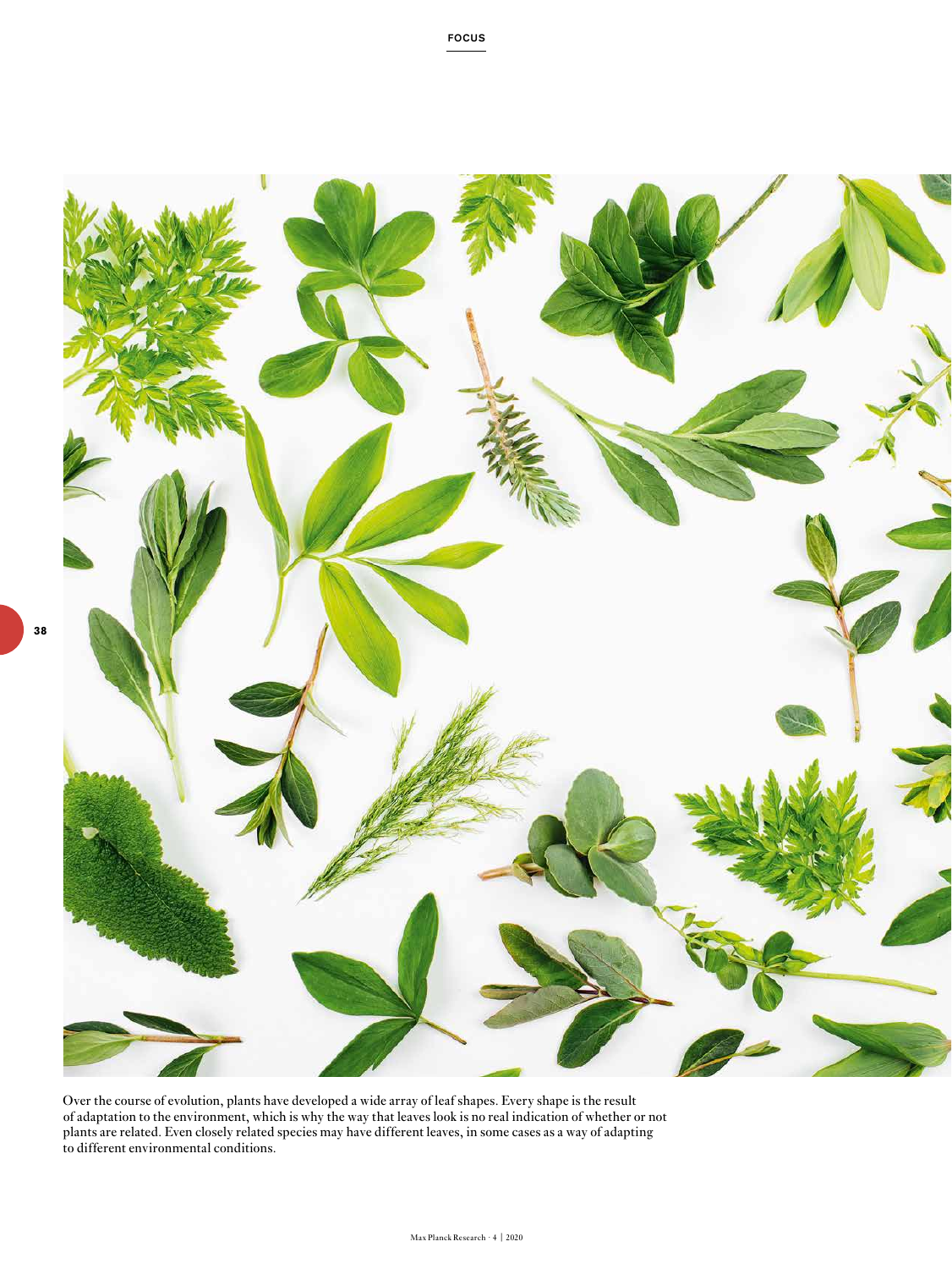Over the course of evolution, plants have developed a wide array of leaf shapes. Every shape is the result of adaptation to the environment, which is why the way that leaves look is no real indication of whether or not plants are related. Even closely related species may have different leaves, in some cases as a way of adapting to different environmental conditions.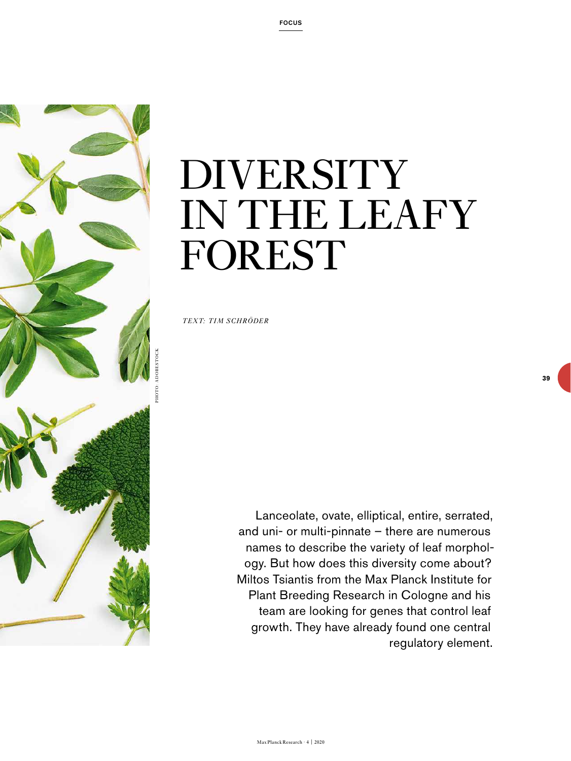# DIVERSITY IN THE LEAFY FOREST

*TEXT: TIM SCHRÖDER*

Lanceolate, ovate, elliptical, entire, serrated, and uni- or multi-pinnate – there are numerous names to describe the variety of leaf morphology. But how does this diversity come about? Miltos Tsiantis from the Max Planck Institute for Plant Breeding Research in Cologne and his team are looking for genes that control leaf growth. They have already found one central regulatory element.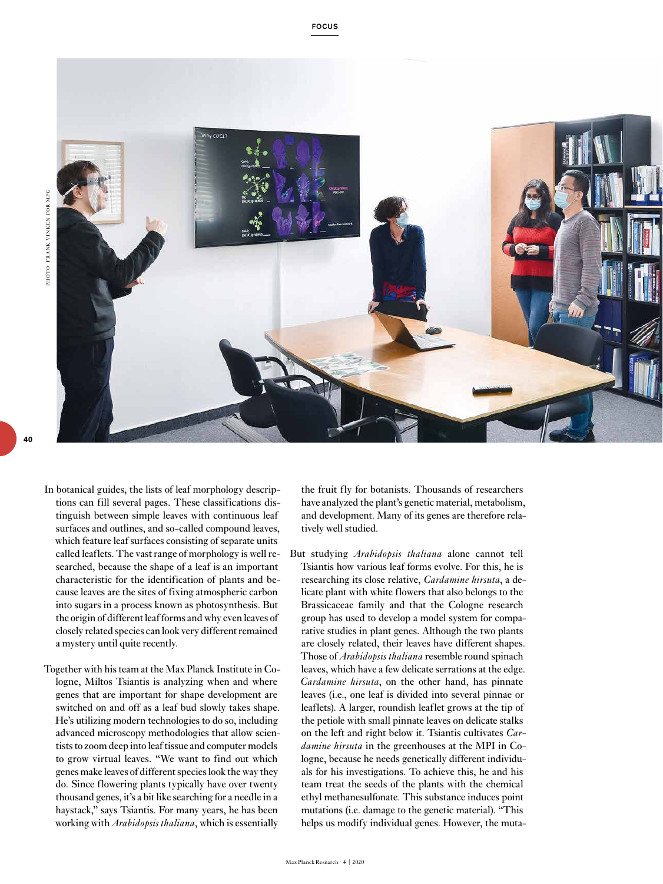In botanical guides, the lists of leaf morphology descriptions can fill several pages. These classifications distinguish between simple leaves with continuous leaf surfaces and outlines, and so-called compound leaves, which feature leaf surfaces consisting of separate units called leaflets. The vast range of morphology is well researched, because the shape of a leaf is an important characteristic for the identification of plants and because leaves are the sites of fixing atmospheric carbon into sugars in a process known as photosynthesis. But the origin of different leaf forms and why even leaves of closely related species can look very different remained a mystery until quite recently.

Together with his team at the Max Planck Institute in Cologne, Miltos Tsiantis is analyzing when and where genes that are important for shape development are switched on and off as a leaf bud slowly takes shape. He's utilizing modern technologies to do so, including advanced microscopy methodologies that allow scientists to zoom deep into leaf tissue and computer models to grow virtual leaves. "We want to find out which genes make leaves of different species look the way they do. Since flowering plants typically have over twenty thousand genes, it's a bit like searching for a needle in a haystack," says Tsiantis. For many years, he has been working with *Arabidopsis thaliana*, which is essentially the fruit fly for botanists. Thousands of researchers have analyzed the plant's genetic material, metabolism, and development. Many of its genes are therefore relatively well studied.

But studying *Arabidopsis thaliana* alone cannot tell Tsiantis how various leaf forms evolve. For this, he is researching its close relative, *Cardamine hirsuta*, a delicate plant with white flowers that also belongs to the Brassicaceae family and that the Cologne research group has used to develop a model system for comparative studies in plant genes. Although the two plants are closely related, their leaves have different shapes. Those of *Arabidopsis thaliana* resemble round spinach leaves, which have a few delicate serrations at the edge. *Cardamine hirsuta*, on the other hand, has pinnate leaves (i.e., one leaf is divided into several pinnae or leaflets). A larger, roundish leaflet grows at the tip of the petiole with small pinnate leaves on delicate stalks on the left and right below it. Tsiantis cultivates *Cardamine hirsuta* in the greenhouses at the MPI in Cologne, because he needs genetically different individuals for his investigations. To achieve this, he and his team treat the seeds of the plants with the chemical ethyl methanesulfonate. This substance induces point mutations (i.e. damage to the genetic material). "This helps us modify individual genes. However, the muta-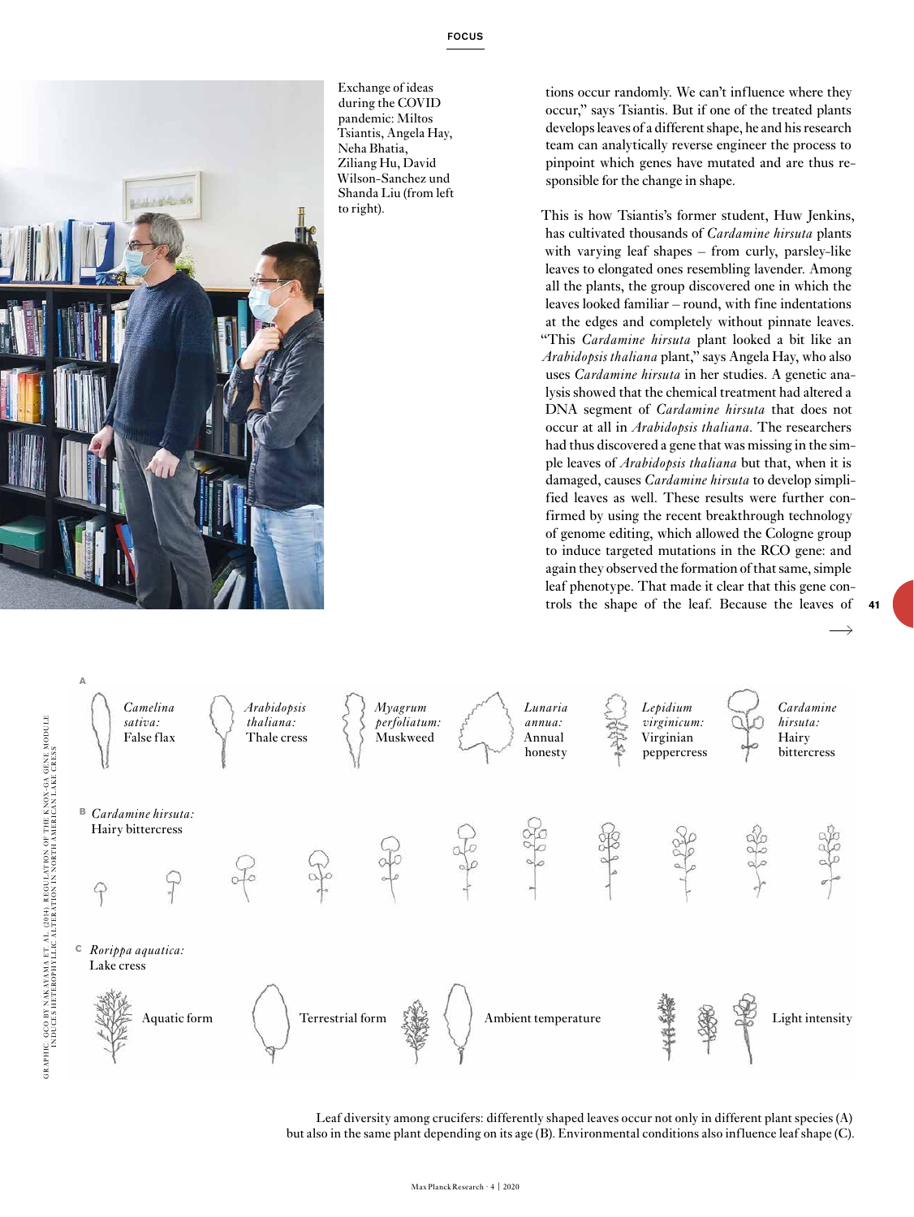Exchange of ideas during the COVID pandemic: Miltos Tsiantis, Angela Hay, Neha Bhatia, Ziliang Hu, David Wilson-Sanchez und Shanda Liu (from left to right).

tions occur randomly. We can't influence where they occur," says Tsiantis. But if one of the treated plants develops leaves of a different shape, he and his research team can analytically reverse engineer the process to pinpoint which genes have mutated and are thus responsible for the change in shape.

This is how Tsiantis's former student, Huw Jenkins, has cultivated thousands of *Cardamine hirsuta* plants with varying leaf shapes – from curly, parsley-like leaves to elongated ones resembling lavender. Among all the plants, the group discovered one in which the leaves looked familiar – round, with fine indentations at the edges and completely without pinnate leaves. "This *Cardamine hirsuta* plant looked a bit like an *Arabidopsis thaliana* plant," says Angela Hay, who also uses *Cardamine hirsuta* in her studies. A genetic analysis showed that the chemical treatment had altered a DNA segment of *Cardamine hirsuta* that does not occur at all in *Arabidopsis thaliana*. The researchers had thus discovered a gene that was missing in the simple leaves of *Arabidopsis thaliana* but that, when it is damaged, causes *Cardamine hirsuta* to develop simplified leaves as well. These results were further confirmed by using the recent breakthrough technology of genome editing, which allowed the Cologne group to induce targeted mutations in the RCO gene: and again they observed the formation of that same, simple leaf phenotype. That made it clear that this gene controls the shape of the leaf. Because the leaves of

A — *Camelina sativa*: False flax; *Arabidopsis thaliana*: Thale cress; *Myagrum perfoliatum*: Muskweed; *Lunaria annua*: Annual honesty; *Lepidium virginicum*: Virginian peppercress; *Cardamine hirsuta*: Hairy bittercress

B — *Cardamine hirsuta*: Hairy bittercress

C — *Rorippa aquatica*: Lake cress — Aquatic form; Terrestrial form; Ambient temperature; Light intensity

GRAPHIC: GCO BY NAKAYAMA ET. AL. (2014). REGULATION OF THE KNOX-GA GENE MODULE INDUCES HETEROPHYLLIC ALTERATION IN NORTH AMERICAN LAKE CRESS

Leaf diversity among crucifers: differently shaped leaves occur not only in different plant species (A) but also in the same plant depending on its age (B). Environmental conditions also influence leaf shape (C).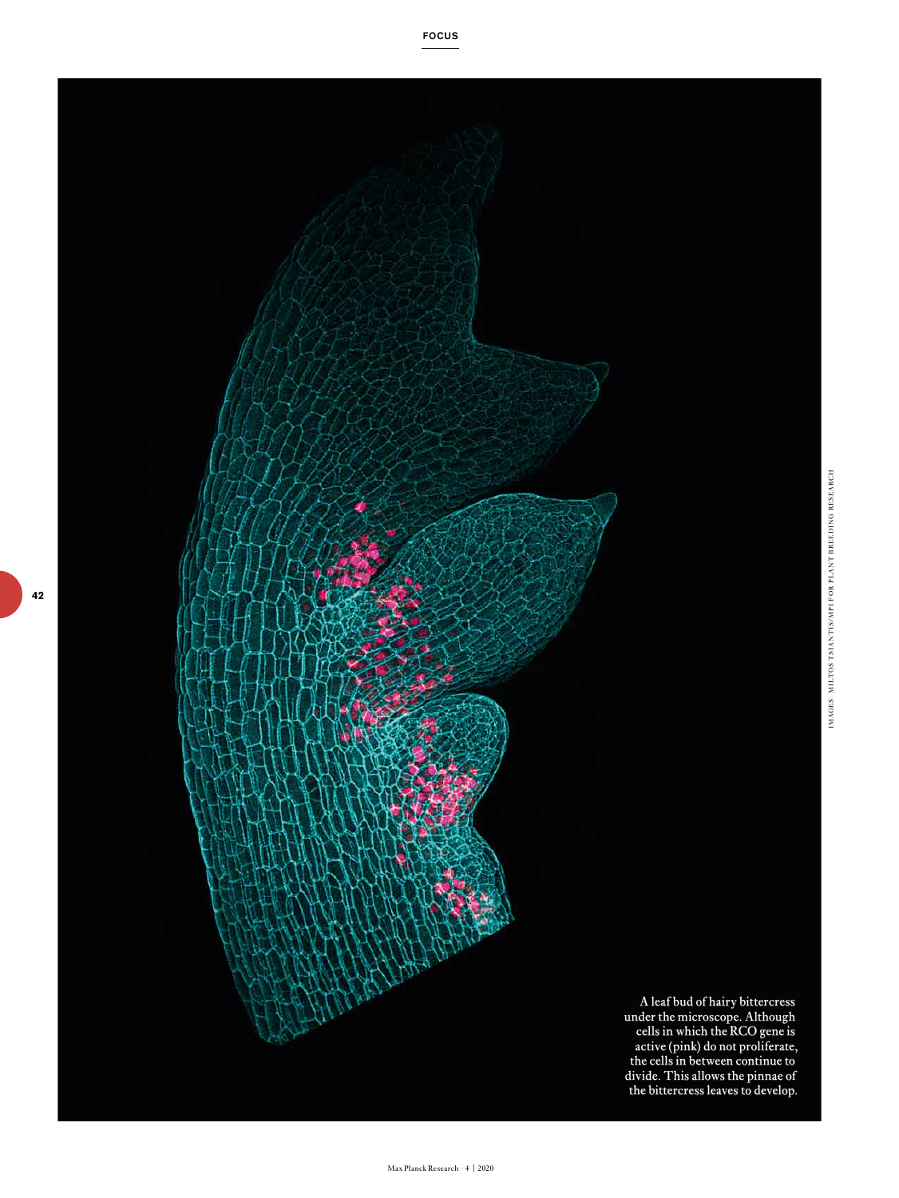A leaf bud of hairy bittercress under the microscope. Although cells in which the RCO gene is active (pink) do not proliferate, the cells in between continue to divide. This allows the pinnae of the bittercress leaves to develop.

IMAGES: MILTOS TSIANTIS/MPI FOR PLANT BREEDING RESEARCH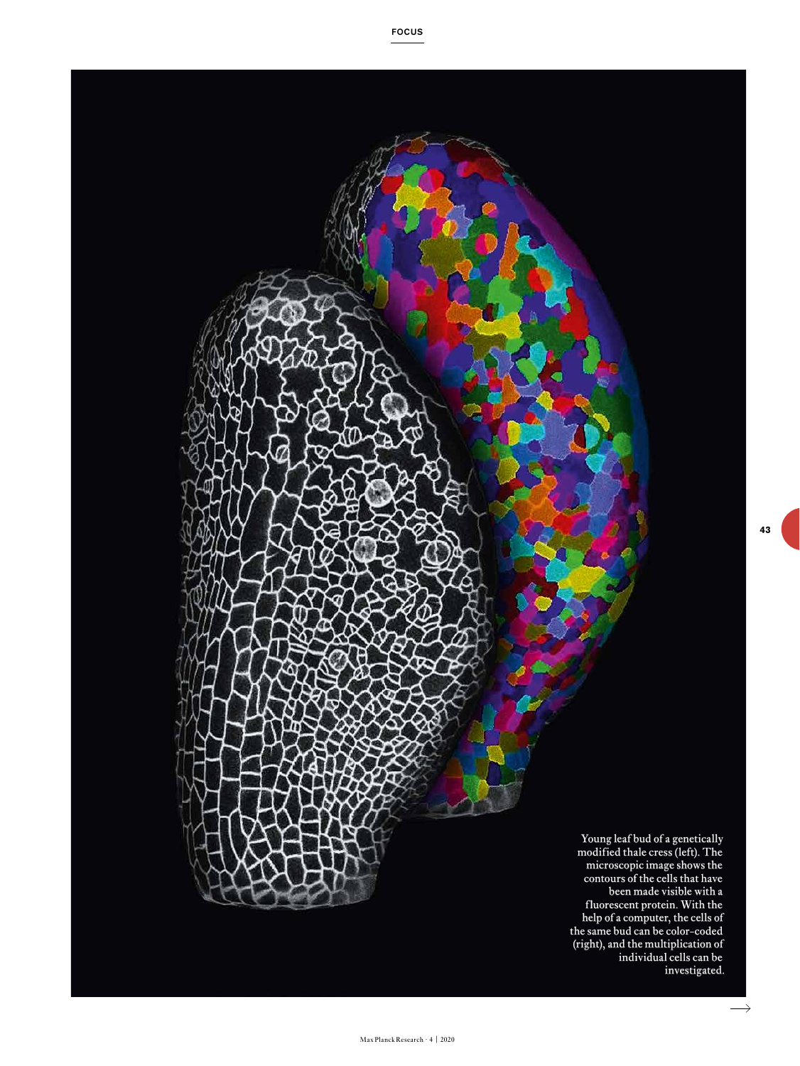Young leaf bud of a genetically modified thale cress (left). The microscopic image shows the contours of the cells that have been made visible with a fluorescent protein. With the help of a computer, the cells of the same bud can be color-coded (right), and the multiplication of individual cells can be investigated.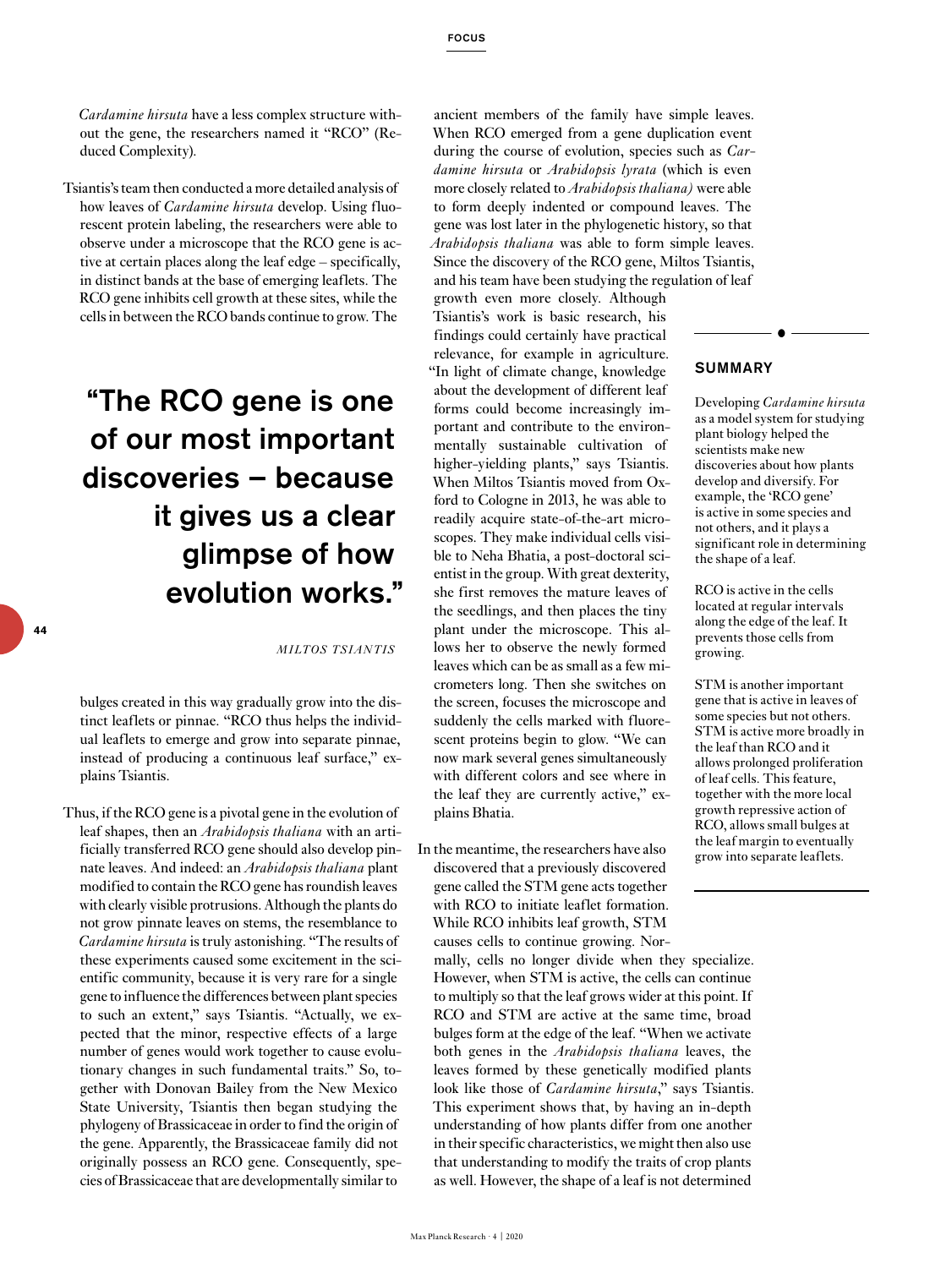*Cardamine hirsuta* have a less complex structure without the gene, the researchers named it "RCO" (Reduced Complexity).

Tsiantis's team then conducted a more detailed analysis of how leaves of *Cardamine hirsuta* develop. Using fluorescent protein labeling, the researchers were able to observe under a microscope that the RCO gene is active at certain places along the leaf edge – specifically, in distinct bands at the base of emerging leaflets. The RCO gene inhibits cell growth at these sites, while the cells in between the RCO bands continue to grow. The bulges created in this way gradually grow into the distinct leaflets or pinnae. "RCO thus helps the individual leaflets to emerge and grow into separate pinnae, instead of producing a continuous leaf surface," explains Tsiantis.

> **"The RCO gene is one of our most important discoveries – because it gives us a clear glimpse of how evolution works."**
>
> *MILTOS TSIANTIS*

Thus, if the RCO gene is a pivotal gene in the evolution of leaf shapes, then an *Arabidopsis thaliana* with an artificially transferred RCO gene should also develop pinnate leaves. And indeed: an *Arabidopsis thaliana* plant modified to contain the RCO gene has roundish leaves with clearly visible protrusions. Although the plants do not grow pinnate leaves on stems, the resemblance to *Cardamine hirsuta* is truly astonishing. "The results of these experiments caused some excitement in the scientific community, because it is very rare for a single gene to influence the differences between plant species to such an extent," says Tsiantis. "Actually, we expected that the minor, respective effects of a large number of genes would work together to cause evolutionary changes in such fundamental traits." So, together with Donovan Bailey from the New Mexico State University, Tsiantis then began studying the phylogeny of Brassicaceae in order to find the origin of the gene. Apparently, the Brassicaceae family did not originally possess an RCO gene. Consequently, species of Brassicaceae that are developmentally similar to ancient members of the family have simple leaves. When RCO emerged from a gene duplication event during the course of evolution, species such as *Cardamine hirsuta* or *Arabidopsis lyrata* (which is even more closely related to *Arabidopsis thaliana)* were able to form deeply indented or compound leaves. The gene was lost later in the phylogenetic history, so that *Arabidopsis thaliana* was able to form simple leaves. Since the discovery of the RCO gene, Miltos Tsiantis, and his team have been studying the regulation of leaf growth even more closely. Although Tsiantis's work is basic research, his findings could certainly have practical relevance, for example in agriculture. "In light of climate change, knowledge about the development of different leaf forms could become increasingly important and contribute to the environmentally sustainable cultivation of higher-yielding plants," says Tsiantis. When Miltos Tsiantis moved from Oxford to Cologne in 2013, he was able to readily acquire state-of-the-art microscopes. They make individual cells visible to Neha Bhatia, a post-doctoral scientist in the group. With great dexterity, she first removes the mature leaves of the seedlings, and then places the tiny plant under the microscope. This allows her to observe the newly formed leaves which can be as small as a few micrometers long. Then she switches on the screen, focuses the microscope and suddenly the cells marked with fluorescent proteins begin to glow. "We can now mark several genes simultaneously with different colors and see where in the leaf they are currently active," explains Bhatia.

In the meantime, the researchers have also discovered that a previously discovered gene called the STM gene acts together with RCO to initiate leaflet formation. While RCO inhibits leaf growth, STM causes cells to continue growing. Normally, cells no longer divide when they specialize. However, when STM is active, the cells can continue to multiply so that the leaf grows wider at this point. If RCO and STM are active at the same time, broad bulges form at the edge of the leaf. "When we activate both genes in the *Arabidopsis thaliana* leaves, the leaves formed by these genetically modified plants look like those of *Cardamine hirsuta*," says Tsiantis. This experiment shows that, by having an in-depth understanding of how plants differ from one another in their specific characteristics, we might then also use that understanding to modify the traits of crop plants as well. However, the shape of a leaf is not determined

## SUMMARY

Developing *Cardamine hirsuta* as a model system for studying plant biology helped the scientists make new discoveries about how plants develop and diversify. For example, the 'RCO gene' is active in some species and not others, and it plays a significant role in determining the shape of a leaf.

RCO is active in the cells located at regular intervals along the edge of the leaf. It prevents those cells from growing.

STM is another important gene that is active in leaves of some species but not others. STM is active more broadly in the leaf than RCO and it allows prolonged proliferation of leaf cells. This feature, together with the more local growth repressive action of RCO, allows small bulges at the leaf margin to eventually grow into separate leaflets.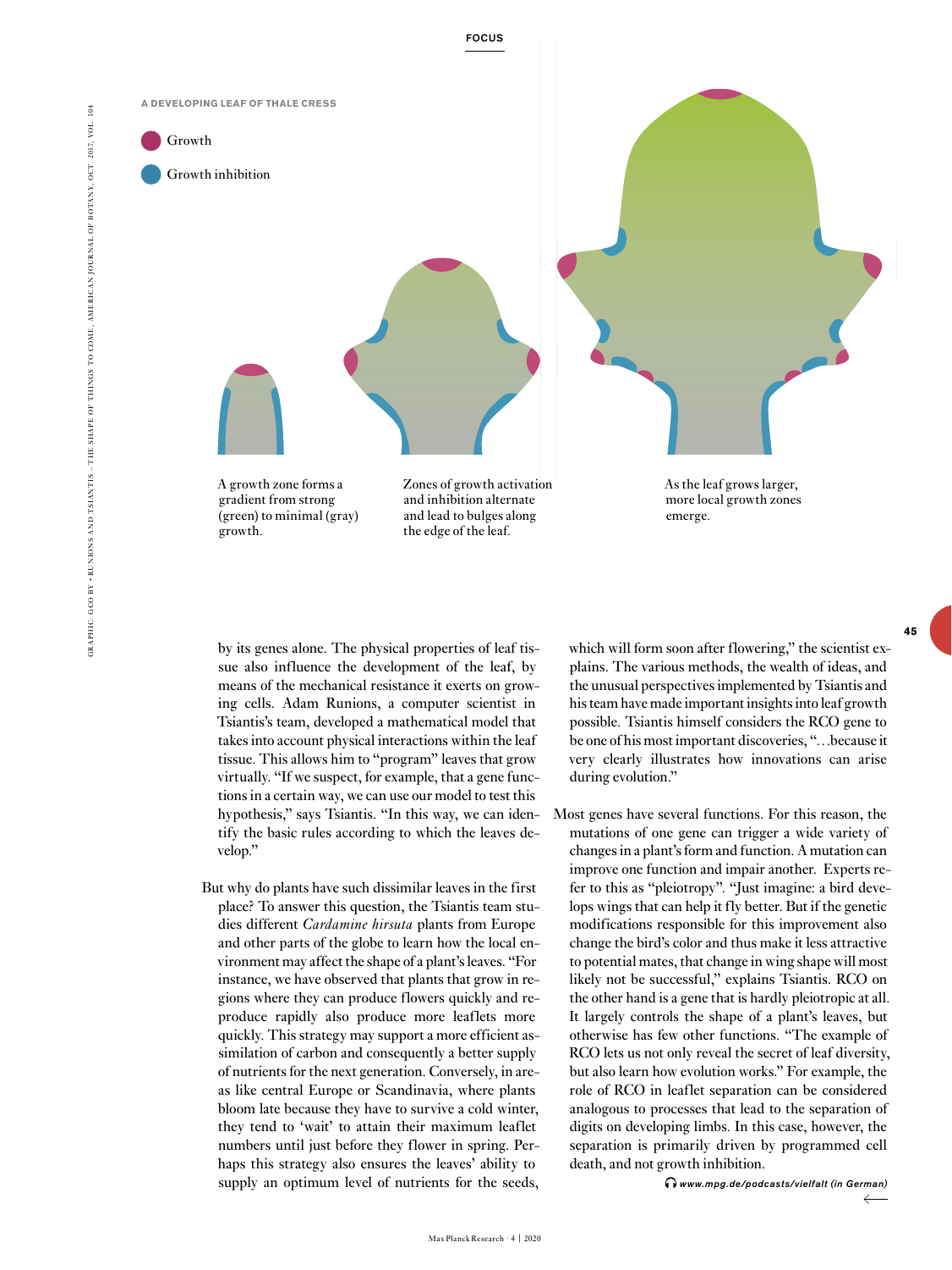A DEVELOPING LEAF OF THALE CRESS

Growth

Growth inhibition

A growth zone forms a gradient from strong (green) to minimal (gray) growth.

Zones of growth activation and inhibition alternate and lead to bulges along the edge of the leaf.

As the leaf grows larger, more local growth zones emerge.

GRAPHIC: GCO BY • RUNIONS AND TSIANTIS – THE SHAPE OF THINGS TO COME, AMERICAN JOURNAL OF BOTANY, OCT 2017, VOL. 104

by its genes alone. The physical properties of leaf tissue also influence the development of the leaf, by means of the mechanical resistance it exerts on growing cells. Adam Runions, a computer scientist in Tsiantis's team, developed a mathematical model that takes into account physical interactions within the leaf tissue. This allows him to "program" leaves that grow virtually. "If we suspect, for example, that a gene functions in a certain way, we can use our model to test this hypothesis," says Tsiantis. "In this way, we can identify the basic rules according to which the leaves develop."

But why do plants have such dissimilar leaves in the first place? To answer this question, the Tsiantis team studies different *Cardamine hirsuta* plants from Europe and other parts of the globe to learn how the local environment may affect the shape of a plant's leaves. "For instance, we have observed that plants that grow in regions where they can produce flowers quickly and reproduce rapidly also produce more leaflets more quickly. This strategy may support a more efficient assimilation of carbon and consequently a better supply of nutrients for the next generation. Conversely, in areas like central Europe or Scandinavia, where plants bloom late because they have to survive a cold winter, they tend to 'wait' to attain their maximum leaflet numbers until just before they flower in spring. Perhaps this strategy also ensures the leaves' ability to supply an optimum level of nutrients for the seeds, which will form soon after flowering," the scientist explains. The various methods, the wealth of ideas, and the unusual perspectives implemented by Tsiantis and his team have made important insights into leaf growth possible. Tsiantis himself considers the RCO gene to be one of his most important discoveries, "…because it very clearly illustrates how innovations can arise during evolution."

Most genes have several functions. For this reason, the mutations of one gene can trigger a wide variety of changes in a plant's form and function. A mutation can improve one function and impair another. Experts refer to this as "pleiotropy". "Just imagine: a bird develops wings that can help it fly better. But if the genetic modifications responsible for this improvement also change the bird's color and thus make it less attractive to potential mates, that change in wing shape will most likely not be successful," explains Tsiantis. RCO on the other hand is a gene that is hardly pleiotropic at all. It largely controls the shape of a plant's leaves, but otherwise has few other functions. "The example of RCO lets us not only reveal the secret of leaf diversity, but also learn how evolution works." For example, the role of RCO in leaflet separation can be considered analogous to processes that lead to the separation of digits on developing limbs. In this case, however, the separation is primarily driven by programmed cell death, and not growth inhibition.

***www.mpg.de/podcasts/vielfalt (in German)***